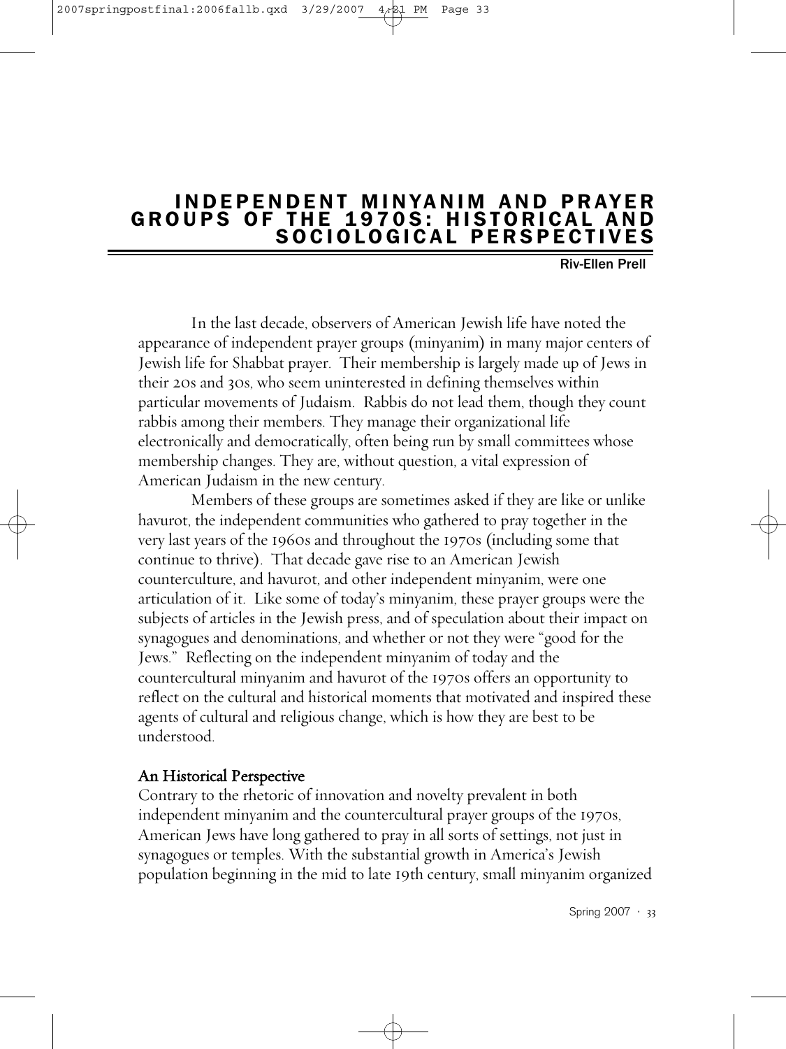# INDEPENDENT MINYANIM AND PRAYER GROUPS OF THE 1970S: HISTORICAL AND SOCIOLOGICAL PERSPECTIVES

**Riv-Ellen Prell**

In the last decade, observers of American Jewish life have noted the appearance of independent prayer groups (minyanim) in many major centers of Jewish life for Shabbat prayer. Their membership is largely made up of Jews in their 20s and 30s, who seem uninterested in defining themselves within particular movements of Judaism. Rabbis do not lead them, though they count rabbis among their members. They manage their organizational life electronically and democratically, often being run by small committees whose membership changes. They are, without question, a vital expression of American Judaism in the new century.

Members of these groups are sometimes asked if they are like or unlike havurot, the independent communities who gathered to pray together in the very last years of the 1960s and throughout the 1970s (including some that continue to thrive). That decade gave rise to an American Jewish counterculture, and havurot, and other independent minyanim, were one articulation of it. Like some of today's minyanim, these prayer groups were the subjects of articles in the Jewish press, and of speculation about their impact on synagogues and denominations, and whether or not they were "good for the Jews." Reflecting on the independent minyanim of today and the countercultural minyanim and havurot of the 1970s offers an opportunity to reflect on the cultural and historical moments that motivated and inspired these agents of cultural and religious change, which is how they are best to be understood.

## An Historical Perspective

Contrary to the rhetoric of innovation and novelty prevalent in both independent minyanim and the countercultural prayer groups of the 1970s, American Jews have long gathered to pray in all sorts of settings, not just in synagogues or temples. With the substantial growth in America's Jewish population beginning in the mid to late 19th century, small minyanim organized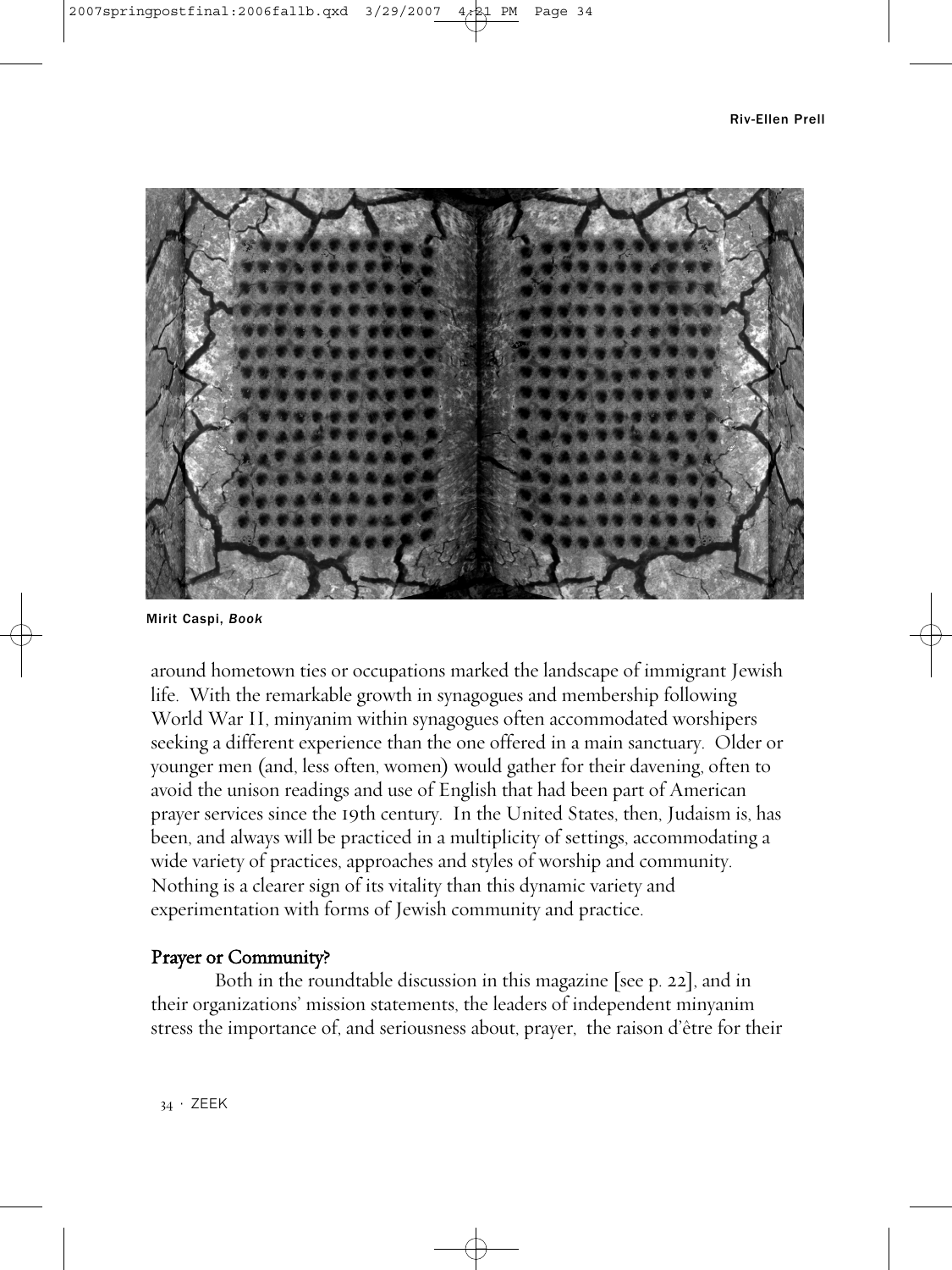Mirit Caspi, *Book*

around hometown ties or occupations marked the landscape of immigrant Jewish life. With the remarkable growth in synagogues and membership following World War II, minyanim within synagogues often accommodated worshipers seeking a different experience than the one offered in a main sanctuary. Older or younger men (and, less often, women) would gather for their davening, often to avoid the unison readings and use of English that had been part of American prayer services since the 19th century. In the United States, then, Judaism is, has been, and always will be practiced in a multiplicity of settings, accommodating a wide variety of practices, approaches and styles of worship and community. Nothing is a clearer sign of its vitality than this dynamic variety and experimentation with forms of Jewish community and practice.

## Prayer or Community?

Both in the roundtable discussion in this magazine [see p. 22], and in their organizations' mission statements, the leaders of independent minyanim stress the importance of, and seriousness about, prayer, the raison d'être for their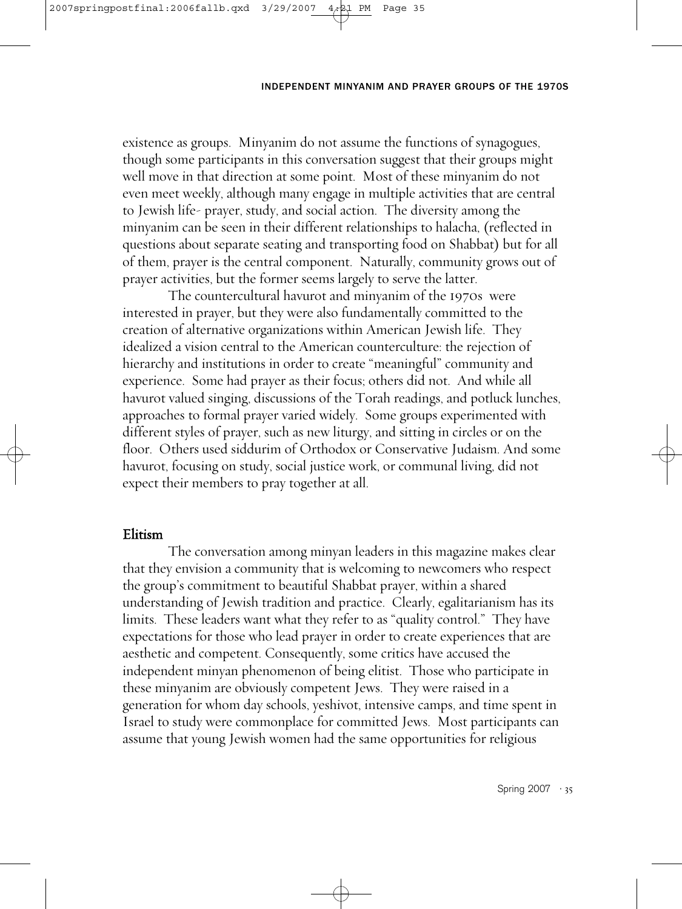existence as groups. Minyanim do not assume the functions of synagogues, though some participants in this conversation suggest that their groups might well move in that direction at some point. Most of these minyanim do not even meet weekly, although many engage in multiple activities that are central to Jewish life- prayer, study, and social action. The diversity among the minyanim can be seen in their different relationships to halacha, (reflected in questions about separate seating and transporting food on Shabbat) but for all of them, prayer is the central component. Naturally, community grows out of prayer activities, but the former seems largely to serve the latter.

The countercultural havurot and minyanim of the 1970s were interested in prayer, but they were also fundamentally committed to the creation of alternative organizations within American Jewish life. They idealized a vision central to the American counterculture: the rejection of hierarchy and institutions in order to create "meaningful" community and experience. Some had prayer as their focus; others did not. And while all havurot valued singing, discussions of the Torah readings, and potluck lunches, approaches to formal prayer varied widely. Some groups experimented with different styles of prayer, such as new liturgy, and sitting in circles or on the floor. Others used siddurim of Orthodox or Conservative Judaism. And some havurot, focusing on study, social justice work, or communal living, did not expect their members to pray together at all.

## Elitism

The conversation among minyan leaders in this magazine makes clear that they envision a community that is welcoming to newcomers who respect the group's commitment to beautiful Shabbat prayer, within a shared understanding of Jewish tradition and practice. Clearly, egalitarianism has its limits. These leaders want what they refer to as "quality control." They have expectations for those who lead prayer in order to create experiences that are aesthetic and competent. Consequently, some critics have accused the independent minyan phenomenon of being elitist. Those who participate in these minyanim are obviously competent Jews. They were raised in a generation for whom day schools, yeshivot, intensive camps, and time spent in Israel to study were commonplace for committed Jews. Most participants can assume that young Jewish women had the same opportunities for religious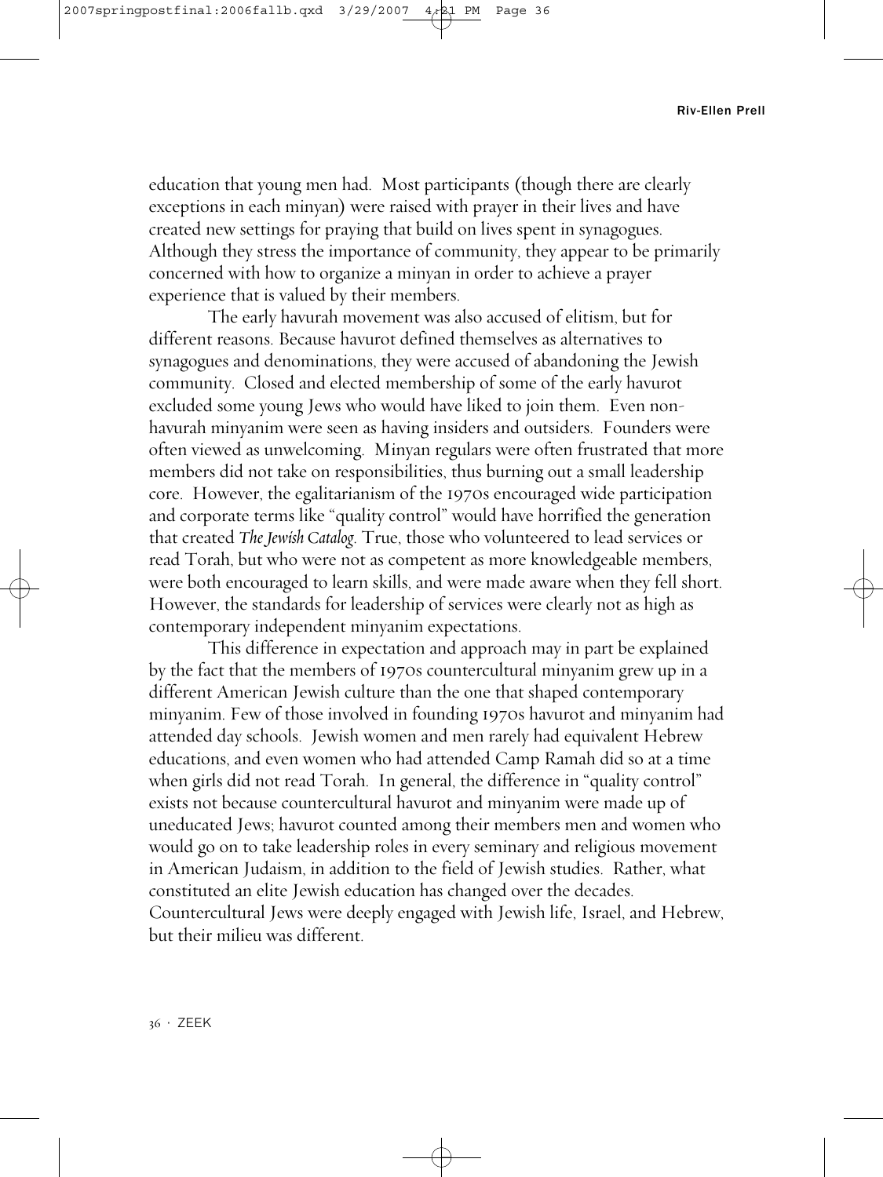education that young men had. Most participants (though there are clearly exceptions in each minyan) were raised with prayer in their lives and have created new settings for praying that build on lives spent in synagogues. Although they stress the importance of community, they appear to be primarily concerned with how to organize a minyan in order to achieve a prayer experience that is valued by their members.

The early havurah movement was also accused of elitism, but for different reasons. Because havurot defined themselves as alternatives to synagogues and denominations, they were accused of abandoning the Jewish community. Closed and elected membership of some of the early havurot excluded some young Jews who would have liked to join them. Even non-havurah minyanim were seen as having insiders and outsiders. Founders were often viewed as unwelcoming. Minyan regulars were often frustrated that more members did not take on responsibilities, thus burning out a small leadership core. However, the egalitarianism of the 1970s encouraged wide participation and corporate terms like "quality control" would have horrified the generation that created *The Jewish Catalog*. True, those who volunteered to lead services or read Torah, but who were not as competent as more knowledgeable members, were both encouraged to learn skills, and were made aware when they fell short. However, the standards for leadership of services were clearly not as high as contemporary independent minyanim expectations.

This difference in expectation and approach may in part be explained by the fact that the members of 1970s countercultural minyanim grew up in a different American Jewish culture than the one that shaped contemporary minyanim. Few of those involved in founding 1970s havurot and minyanim had attended day schools. Jewish women and men rarely had equivalent Hebrew educations, and even women who had attended Camp Ramah did so at a time when girls did not read Torah. In general, the difference in "quality control" exists not because countercultural havurot and minyanim were made up of uneducated Jews; havurot counted among their members men and women who would go on to take leadership roles in every seminary and religious movement in American Judaism, in addition to the field of Jewish studies. Rather, what constituted an elite Jewish education has changed over the decades. Countercultural Jews were deeply engaged with Jewish life, Israel, and Hebrew, but their milieu was different.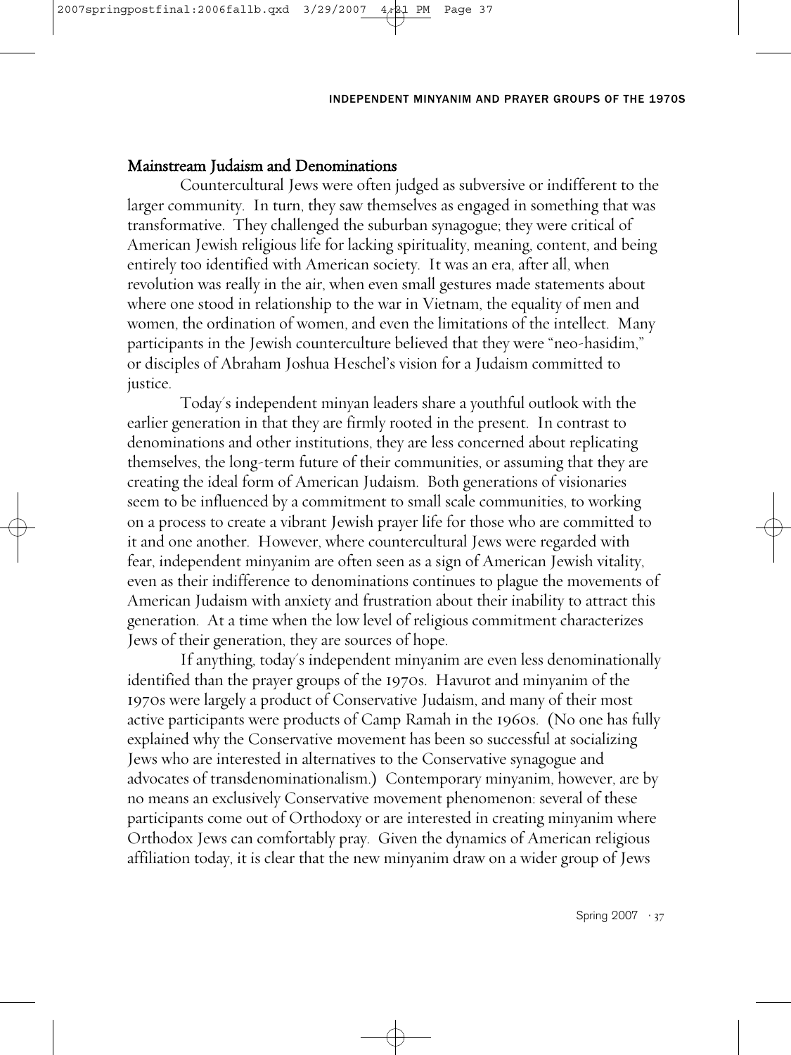## Mainstream Judaism and Denominations

Countercultural Jews were often judged as subversive or indifferent to the larger community. In turn, they saw themselves as engaged in something that was transformative. They challenged the suburban synagogue; they were critical of American Jewish religious life for lacking spirituality, meaning, content, and being entirely too identified with American society. It was an era, after all, when revolution was really in the air, when even small gestures made statements about where one stood in relationship to the war in Vietnam, the equality of men and women, the ordination of women, and even the limitations of the intellect. Many participants in the Jewish counterculture believed that they were "neo-hasidim," or disciples of Abraham Joshua Heschel's vision for a Judaism committed to justice.

Today's independent minyan leaders share a youthful outlook with the earlier generation in that they are firmly rooted in the present. In contrast to denominations and other institutions, they are less concerned about replicating themselves, the long-term future of their communities, or assuming that they are creating the ideal form of American Judaism. Both generations of visionaries seem to be influenced by a commitment to small scale communities, to working on a process to create a vibrant Jewish prayer life for those who are committed to it and one another. However, where countercultural Jews were regarded with fear, independent minyanim are often seen as a sign of American Jewish vitality, even as their indifference to denominations continues to plague the movements of American Judaism with anxiety and frustration about their inability to attract this generation. At a time when the low level of religious commitment characterizes Jews of their generation, they are sources of hope.

If anything, today's independent minyanim are even less denominationally identified than the prayer groups of the 1970s. Havurot and minyanim of the 1970s were largely a product of Conservative Judaism, and many of their most active participants were products of Camp Ramah in the 1960s. (No one has fully explained why the Conservative movement has been so successful at socializing Jews who are interested in alternatives to the Conservative synagogue and advocates of transdenominationalism.) Contemporary minyanim, however, are by no means an exclusively Conservative movement phenomenon: several of these participants come out of Orthodoxy or are interested in creating minyanim where Orthodox Jews can comfortably pray. Given the dynamics of American religious affiliation today, it is clear that the new minyanim draw on a wider group of Jews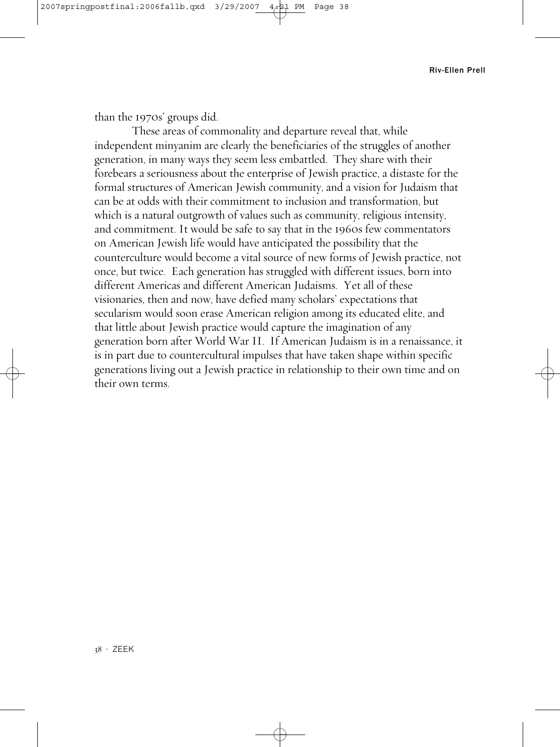than the 1970s' groups did.

These areas of commonality and departure reveal that, while independent minyanim are clearly the beneficiaries of the struggles of another generation, in many ways they seem less embattled. They share with their forebears a seriousness about the enterprise of Jewish practice, a distaste for the formal structures of American Jewish community, and a vision for Judaism that can be at odds with their commitment to inclusion and transformation, but which is a natural outgrowth of values such as community, religious intensity, and commitment. It would be safe to say that in the 1960s few commentators on American Jewish life would have anticipated the possibility that the counterculture would become a vital source of new forms of Jewish practice, not once, but twice. Each generation has struggled with different issues, born into different Americas and different American Judaisms. Yet all of these visionaries, then and now, have defied many scholars' expectations that secularism would soon erase American religion among its educated elite, and that little about Jewish practice would capture the imagination of any generation born after World War II. If American Judaism is in a renaissance, it is in part due to countercultural impulses that have taken shape within specific generations living out a Jewish practice in relationship to their own time and on their own terms.